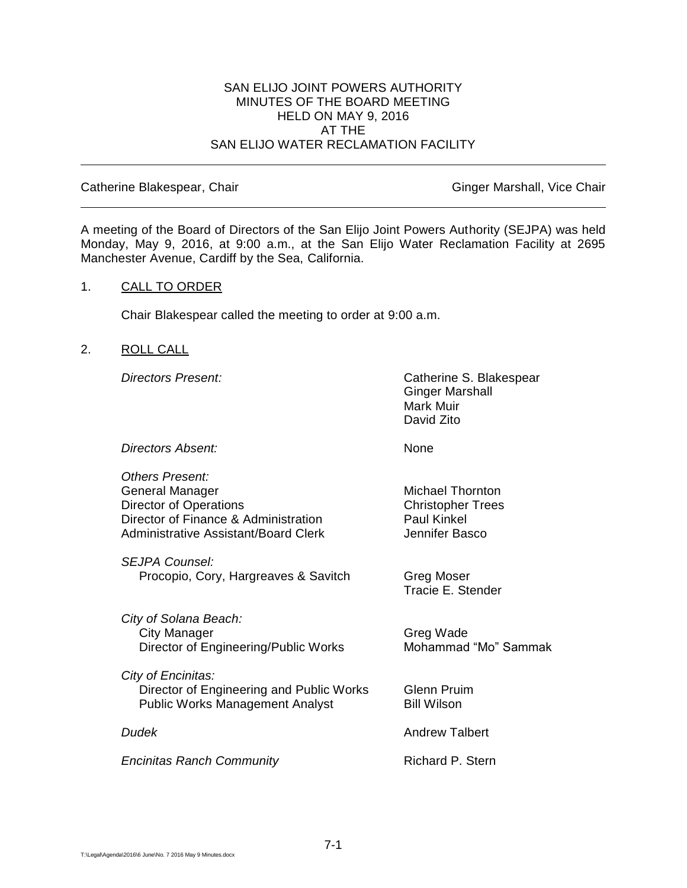# SAN ELIJO JOINT POWERS AUTHORITY
## MINUTES OF THE BOARD MEETING
## HELD ON MAY 9, 2016
## AT THE
## SAN ELIJO WATER RECLAMATION FACILITY

---

Catherine Blakespear, Chair | Ginger Marshall, Vice Chair

---

A meeting of the Board of Directors of the San Elijo Joint Powers Authority (SEJPA) was held Monday, May 9, 2016, at 9:00 a.m., at the San Elijo Water Reclamation Facility at 2695 Manchester Avenue, Cardiff by the Sea, California.

1. CALL TO ORDER

   Chair Blakespear called the meeting to order at 9:00 a.m.

2. ROLL CALL

| | |
|---|---|
| *Directors Present:* | Catherine S. Blakespear<br>Ginger Marshall<br>Mark Muir<br>David Zito |
| *Directors Absent:* | None |
| *Others Present:* | |
| General Manager | Michael Thornton |
| Director of Operations | Christopher Trees |
| Director of Finance & Administration | Paul Kinkel |
| Administrative Assistant/Board Clerk | Jennifer Basco |
| *SEJPA Counsel:* | |
| Procopio, Cory, Hargreaves & Savitch | Greg Moser<br>Tracie E. Stender |
| *City of Solana Beach:* | |
| City Manager | Greg Wade |
| Director of Engineering/Public Works | Mohammad "Mo" Sammak |
| *City of Encinitas:* | |
| Director of Engineering and Public Works | Glenn Pruim |
| Public Works Management Analyst | Bill Wilson |
| *Dudek* | Andrew Talbert |
| *Encinitas Ranch Community* | Richard P. Stern |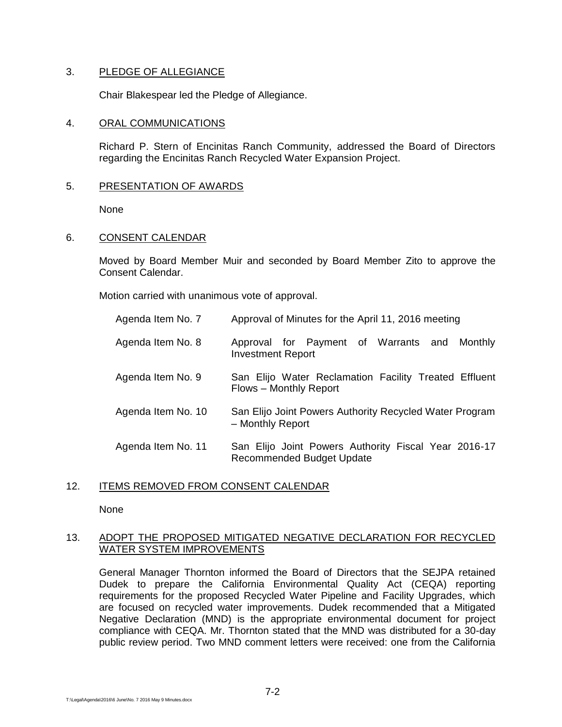3. PLEDGE OF ALLEGIANCE

   Chair Blakespear led the Pledge of Allegiance.

4. ORAL COMMUNICATIONS

   Richard P. Stern of Encinitas Ranch Community, addressed the Board of Directors regarding the Encinitas Ranch Recycled Water Expansion Project.

5. PRESENTATION OF AWARDS

   None

6. CONSENT CALENDAR

   Moved by Board Member Muir and seconded by Board Member Zito to approve the Consent Calendar.

   Motion carried with unanimous vote of approval.

| | |
|---|---|
| Agenda Item No. 7 | Approval of Minutes for the April 11, 2016 meeting |
| Agenda Item No. 8 | Approval for Payment of Warrants and Monthly Investment Report |
| Agenda Item No. 9 | San Elijo Water Reclamation Facility Treated Effluent Flows – Monthly Report |
| Agenda Item No. 10 | San Elijo Joint Powers Authority Recycled Water Program – Monthly Report |
| Agenda Item No. 11 | San Elijo Joint Powers Authority Fiscal Year 2016-17 Recommended Budget Update |

12. ITEMS REMOVED FROM CONSENT CALENDAR

    None

13. ADOPT THE PROPOSED MITIGATED NEGATIVE DECLARATION FOR RECYCLED WATER SYSTEM IMPROVEMENTS

    General Manager Thornton informed the Board of Directors that the SEJPA retained Dudek to prepare the California Environmental Quality Act (CEQA) reporting requirements for the proposed Recycled Water Pipeline and Facility Upgrades, which are focused on recycled water improvements. Dudek recommended that a Mitigated Negative Declaration (MND) is the appropriate environmental document for project compliance with CEQA. Mr. Thornton stated that the MND was distributed for a 30-day public review period. Two MND comment letters were received: one from the California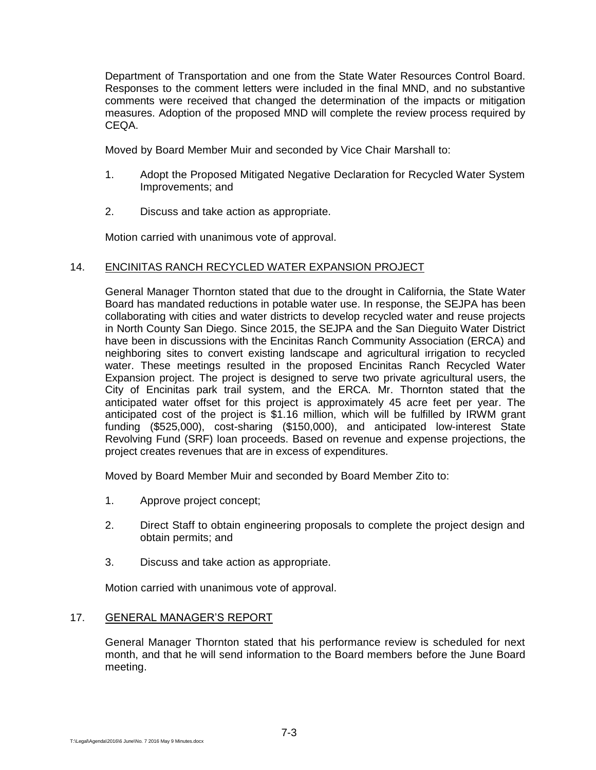Department of Transportation and one from the State Water Resources Control Board. Responses to the comment letters were included in the final MND, and no substantive comments were received that changed the determination of the impacts or mitigation measures. Adoption of the proposed MND will complete the review process required by CEQA.

Moved by Board Member Muir and seconded by Vice Chair Marshall to:

1. Adopt the Proposed Mitigated Negative Declaration for Recycled Water System Improvements; and

2. Discuss and take action as appropriate.

Motion carried with unanimous vote of approval.

14. ENCINITAS RANCH RECYCLED WATER EXPANSION PROJECT

General Manager Thornton stated that due to the drought in California, the State Water Board has mandated reductions in potable water use. In response, the SEJPA has been collaborating with cities and water districts to develop recycled water and reuse projects in North County San Diego. Since 2015, the SEJPA and the San Dieguito Water District have been in discussions with the Encinitas Ranch Community Association (ERCA) and neighboring sites to convert existing landscape and agricultural irrigation to recycled water. These meetings resulted in the proposed Encinitas Ranch Recycled Water Expansion project. The project is designed to serve two private agricultural users, the City of Encinitas park trail system, and the ERCA. Mr. Thornton stated that the anticipated water offset for this project is approximately 45 acre feet per year. The anticipated cost of the project is $1.16 million, which will be fulfilled by IRWM grant funding ($525,000), cost-sharing ($150,000), and anticipated low-interest State Revolving Fund (SRF) loan proceeds. Based on revenue and expense projections, the project creates revenues that are in excess of expenditures.

Moved by Board Member Muir and seconded by Board Member Zito to:

1. Approve project concept;

2. Direct Staff to obtain engineering proposals to complete the project design and obtain permits; and

3. Discuss and take action as appropriate.

Motion carried with unanimous vote of approval.

17. GENERAL MANAGER'S REPORT

General Manager Thornton stated that his performance review is scheduled for next month, and that he will send information to the Board members before the June Board meeting.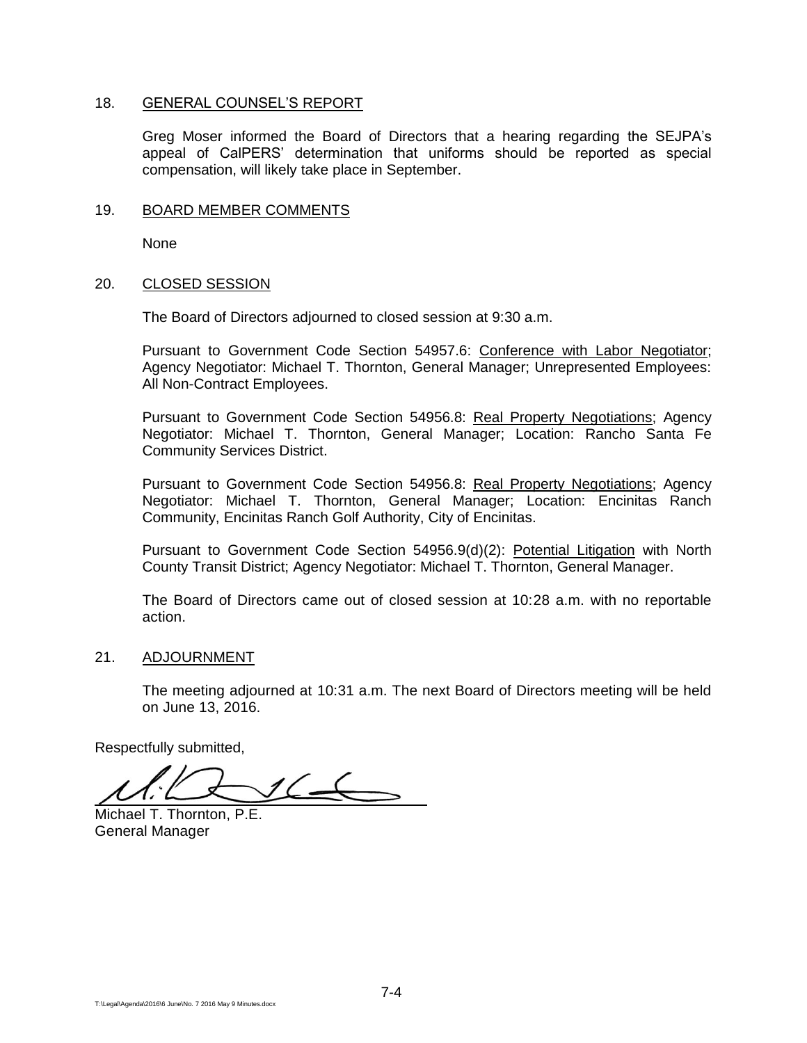18. GENERAL COUNSEL'S REPORT

Greg Moser informed the Board of Directors that a hearing regarding the SEJPA's appeal of CalPERS' determination that uniforms should be reported as special compensation, will likely take place in September.

19. BOARD MEMBER COMMENTS

None

20. CLOSED SESSION

The Board of Directors adjourned to closed session at 9:30 a.m.

Pursuant to Government Code Section 54957.6: Conference with Labor Negotiator; Agency Negotiator: Michael T. Thornton, General Manager; Unrepresented Employees: All Non-Contract Employees.

Pursuant to Government Code Section 54956.8: Real Property Negotiations; Agency Negotiator: Michael T. Thornton, General Manager; Location: Rancho Santa Fe Community Services District.

Pursuant to Government Code Section 54956.8: Real Property Negotiations; Agency Negotiator: Michael T. Thornton, General Manager; Location: Encinitas Ranch Community, Encinitas Ranch Golf Authority, City of Encinitas.

Pursuant to Government Code Section 54956.9(d)(2): Potential Litigation with North County Transit District; Agency Negotiator: Michael T. Thornton, General Manager.

The Board of Directors came out of closed session at 10:28 a.m. with no reportable action.

21. ADJOURNMENT

The meeting adjourned at 10:31 a.m. The next Board of Directors meeting will be held on June 13, 2016.

Respectfully submitted,

Michael T. Thornton, P.E.
General Manager

T:\Legal\Agenda\2016\6 June\No. 7 2016 May 9 Minutes.docx